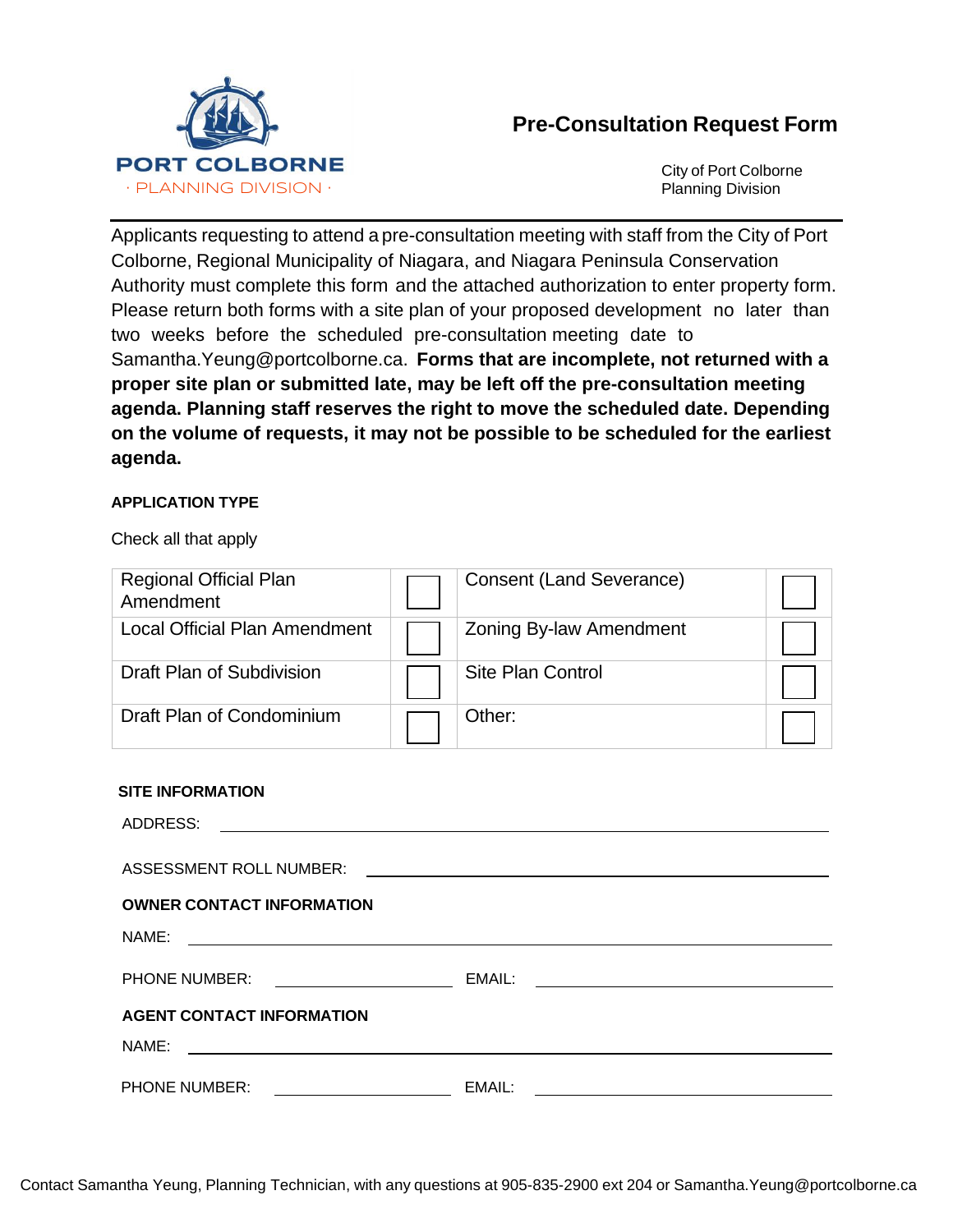PORT COLBORNE
· PLANNING DIVISION ·

# Pre-Consultation Request Form

City of Port Colborne
Planning Division

Applicants requesting to attend a pre-consultation meeting with staff from the City of Port Colborne, Regional Municipality of Niagara, and Niagara Peninsula Conservation Authority must complete this form and the attached authorization to enter property form. Please return both forms with a site plan of your proposed development no later than two weeks before the scheduled pre-consultation meeting date to Samantha.Yeung@portcolborne.ca. **Forms that are incomplete, not returned with a proper site plan or submitted late, may be left off the pre-consultation meeting agenda. Planning staff reserves the right to move the scheduled date. Depending on the volume of requests, it may not be possible to be scheduled for the earliest agenda.**

**APPLICATION TYPE**

Check all that apply

| | | | |
|---|---|---|---|
| Regional Official Plan Amendment | ☐ | Consent (Land Severance) | ☐ |
| Local Official Plan Amendment | ☐ | Zoning By-law Amendment | ☐ |
| Draft Plan of Subdivision | ☐ | Site Plan Control | ☐ |
| Draft Plan of Condominium | ☐ | Other: | ☐ |

**SITE INFORMATION**

ADDRESS: ______________________________

ASSESSMENT ROLL NUMBER: ______________________________

**OWNER CONTACT INFORMATION**

NAME: ______________________________

PHONE NUMBER: ____________________ EMAIL: ____________________

**AGENT CONTACT INFORMATION**

NAME: ______________________________

PHONE NUMBER: ____________________ EMAIL: ____________________

Contact Samantha Yeung, Planning Technician, with any questions at 905-835-2900 ext 204 or Samantha.Yeung@portcolborne.ca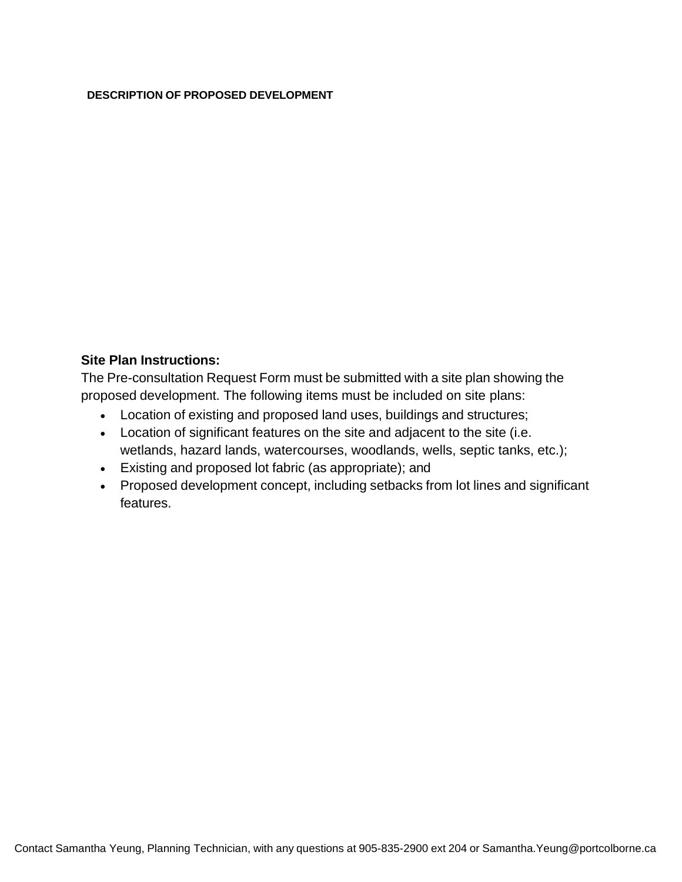**DESCRIPTION OF PROPOSED DEVELOPMENT**

**Site Plan Instructions:**

The Pre-consultation Request Form must be submitted with a site plan showing the proposed development. The following items must be included on site plans:

- Location of existing and proposed land uses, buildings and structures;
- Location of significant features on the site and adjacent to the site (i.e. wetlands, hazard lands, watercourses, woodlands, wells, septic tanks, etc.);
- Existing and proposed lot fabric (as appropriate); and
- Proposed development concept, including setbacks from lot lines and significant features.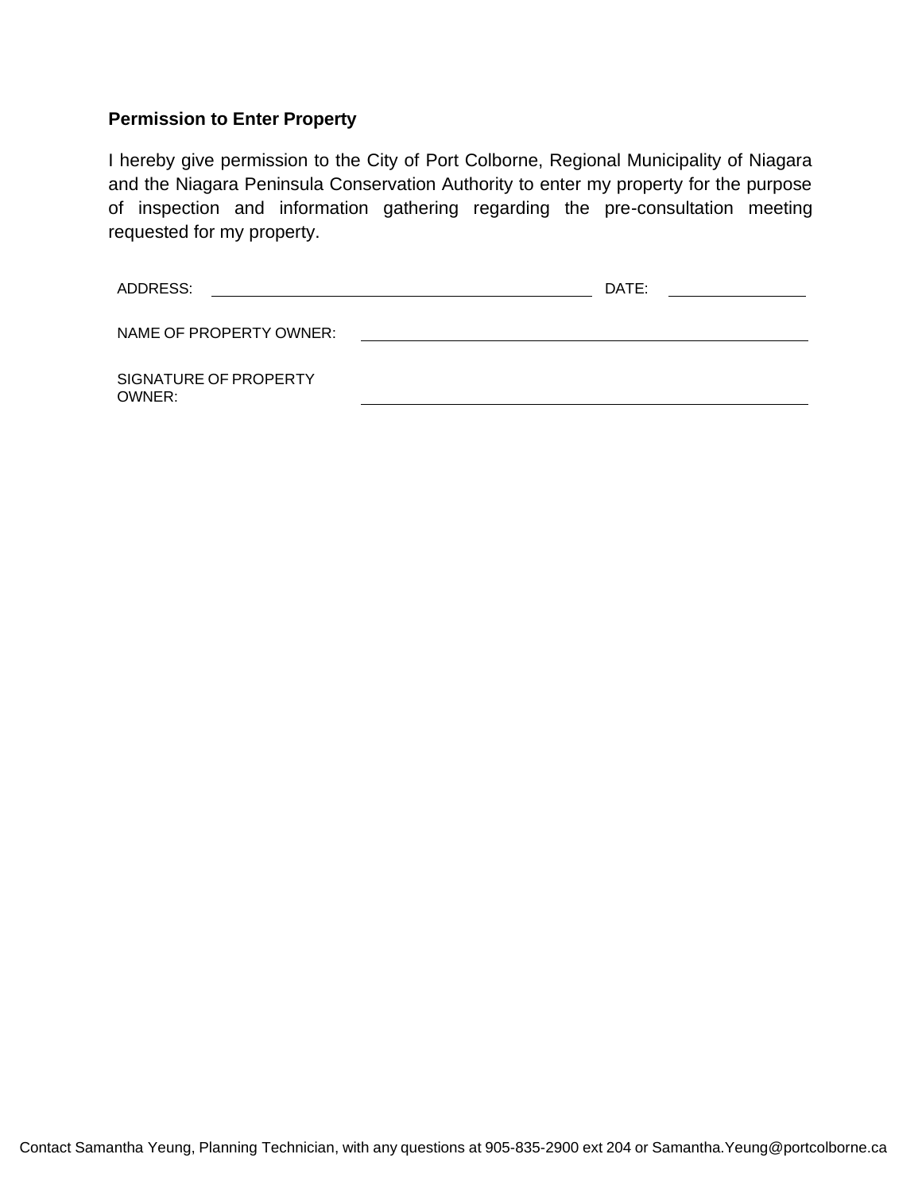**Permission to Enter Property**

I hereby give permission to the City of Port Colborne, Regional Municipality of Niagara and the Niagara Peninsula Conservation Authority to enter my property for the purpose of inspection and information gathering regarding the pre-consultation meeting requested for my property.

ADDRESS: ______________________________ DATE: ____________

NAME OF PROPERTY OWNER: ______________________________

SIGNATURE OF PROPERTY OWNER: ______________________________

Contact Samantha Yeung, Planning Technician, with any questions at 905-835-2900 ext 204 or Samantha.Yeung@portcolborne.ca